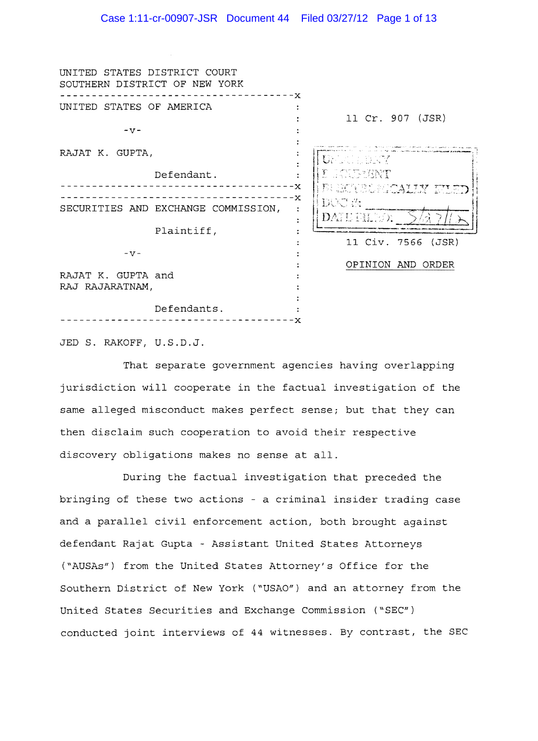UNITED STATES DISTRICT COURT
SOUTHERN DISTRICT OF NEW YORK

---

UNITED STATES OF AMERICA

-v-

RAJAT K. GUPTA,

Defendant.

11 Cr. 907 (JSR)

---

SECURITIES AND EXCHANGE COMMISSION,

Plaintiff,

-v-

RAJAT K. GUPTA and RAJ RAJARATNAM,

Defendants.

11 Civ. 7566 (JSR)

USDC SDNY
DOCUMENT
ELECTRONICALLY FILED
DOC #:
DATE FILED: 3/27/12

OPINION AND ORDER

---

JED S. RAKOFF, U.S.D.J.

That separate government agencies having overlapping jurisdiction will cooperate in the factual investigation of the same alleged misconduct makes perfect sense; but that they can then disclaim such cooperation to avoid their respective discovery obligations makes no sense at all.

During the factual investigation that preceded the bringing of these two actions - a criminal insider trading case and a parallel civil enforcement action, both brought against defendant Rajat Gupta - Assistant United States Attorneys ("AUSAs") from the United States Attorney's Office for the Southern District of New York ("USAO") and an attorney from the United States Securities and Exchange Commission ("SEC") conducted joint interviews of 44 witnesses. By contrast, the SEC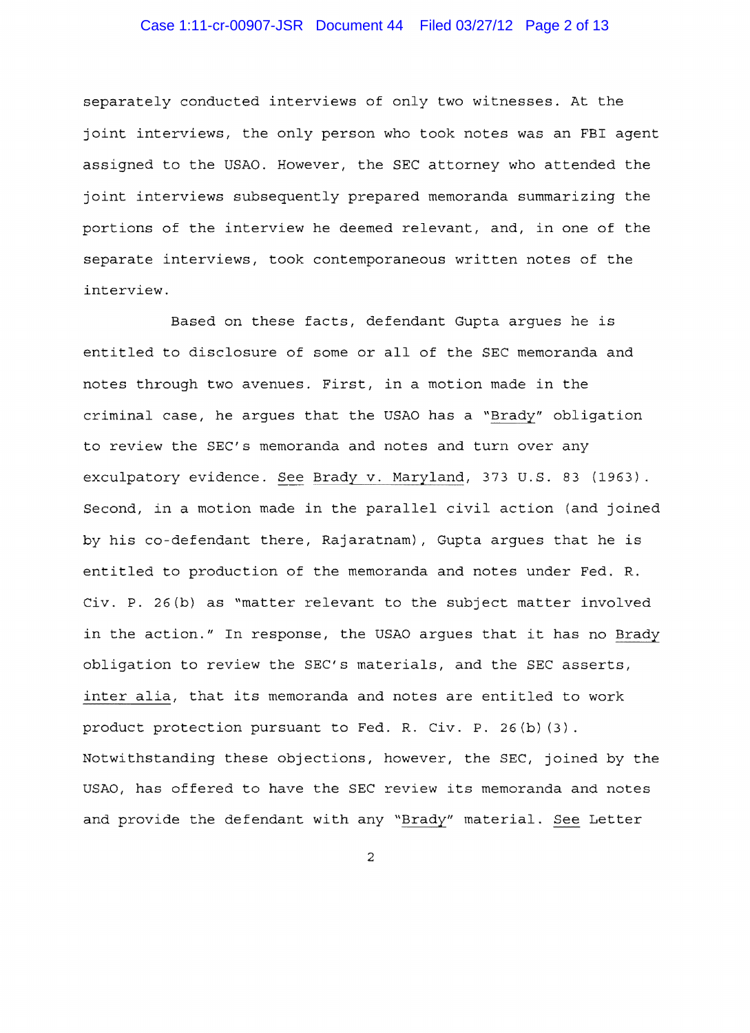separately conducted interviews of only two witnesses. At the joint interviews, the only person who took notes was an FBI agent assigned to the USAO. However, the SEC attorney who attended the joint interviews subsequently prepared memoranda summarizing the portions of the interview he deemed relevant, and, in one of the separate interviews, took contemporaneous written notes of the interview.

Based on these facts, defendant Gupta argues he is entitled to disclosure of some or all of the SEC memoranda and notes through two avenues. First, in a motion made in the criminal case, he argues that the USAO has a "Brady" obligation to review the SEC's memoranda and notes and turn over any exculpatory evidence. See Brady v. Maryland, 373 U.S. 83 (1963). Second, in a motion made in the parallel civil action (and joined by his co-defendant there, Rajaratnam), Gupta argues that he is entitled to production of the memoranda and notes under Fed. R. Civ. P. 26(b) as "matter relevant to the subject matter involved in the action." In response, the USAO argues that it has no Brady obligation to review the SEC's materials, and the SEC asserts, inter alia, that its memoranda and notes are entitled to work product protection pursuant to Fed. R. Civ. P. 26(b)(3). Notwithstanding these objections, however, the SEC, joined by the USAO, has offered to have the SEC review its memoranda and notes and provide the defendant with any "Brady" material. See Letter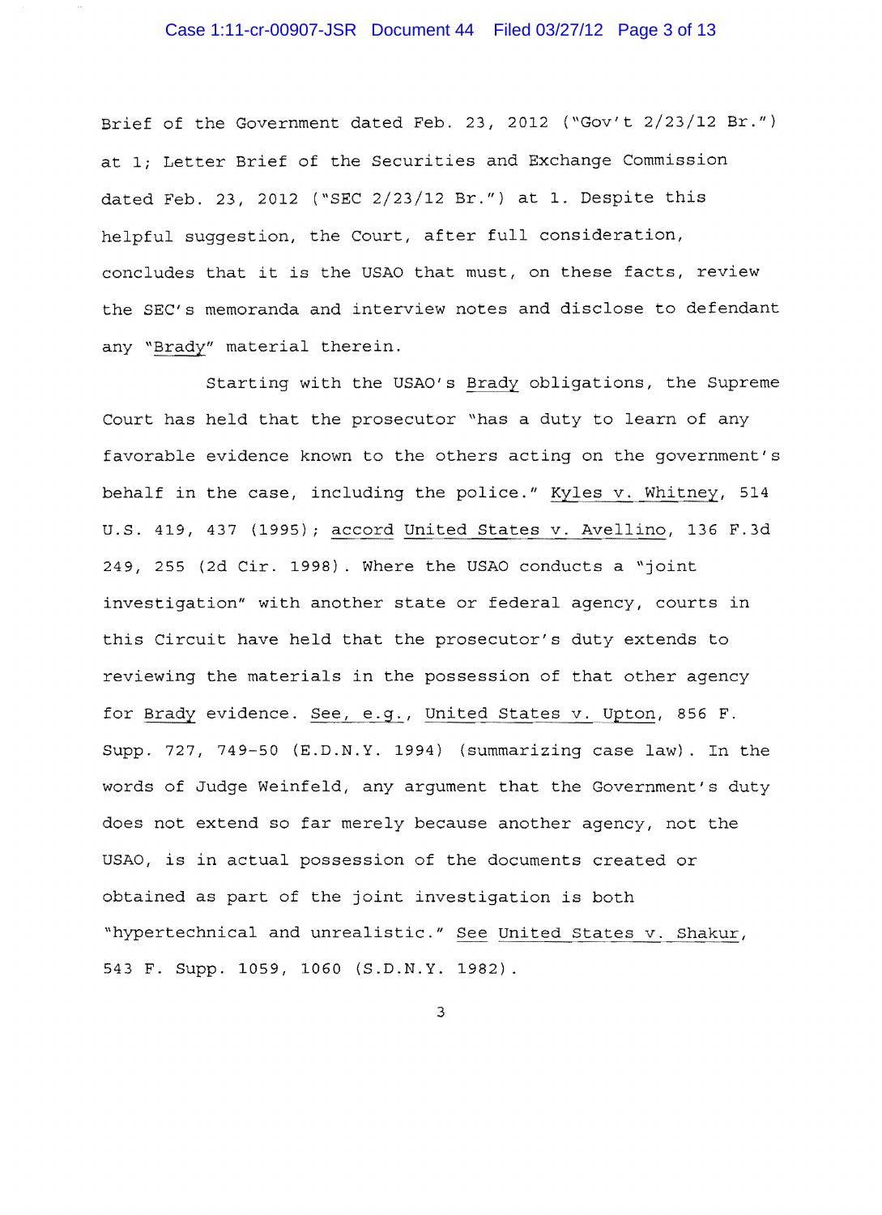Brief of the Government dated Feb. 23, 2012 ("Gov't 2/23/12 Br.") at 1; Letter Brief of the Securities and Exchange Commission dated Feb. 23, 2012 ("SEC 2/23/12 Br.") at 1. Despite this helpful suggestion, the Court, after full consideration, concludes that it is the USAO that must, on these facts, review the SEC's memoranda and interview notes and disclose to defendant any "Brady" material therein.

Starting with the USAO's Brady obligations, the Supreme Court has held that the prosecutor "has a duty to learn of any favorable evidence known to the others acting on the government's behalf in the case, including the police." Kyles v. Whitney, 514 U.S. 419, 437 (1995); accord United States v. Avellino, 136 F.3d 249, 255 (2d Cir. 1998). Where the USAO conducts a "joint investigation" with another state or federal agency, courts in this Circuit have held that the prosecutor's duty extends to reviewing the materials in the possession of that other agency for Brady evidence. See, e.g., United States v. Upton, 856 F. Supp. 727, 749-50 (E.D.N.Y. 1994) (summarizing case law). In the words of Judge Weinfeld, any argument that the Government's duty does not extend so far merely because another agency, not the USAO, is in actual possession of the documents created or obtained as part of the joint investigation is both "hypertechnical and unrealistic." See United States v. Shakur, 543 F. Supp. 1059, 1060 (S.D.N.Y. 1982).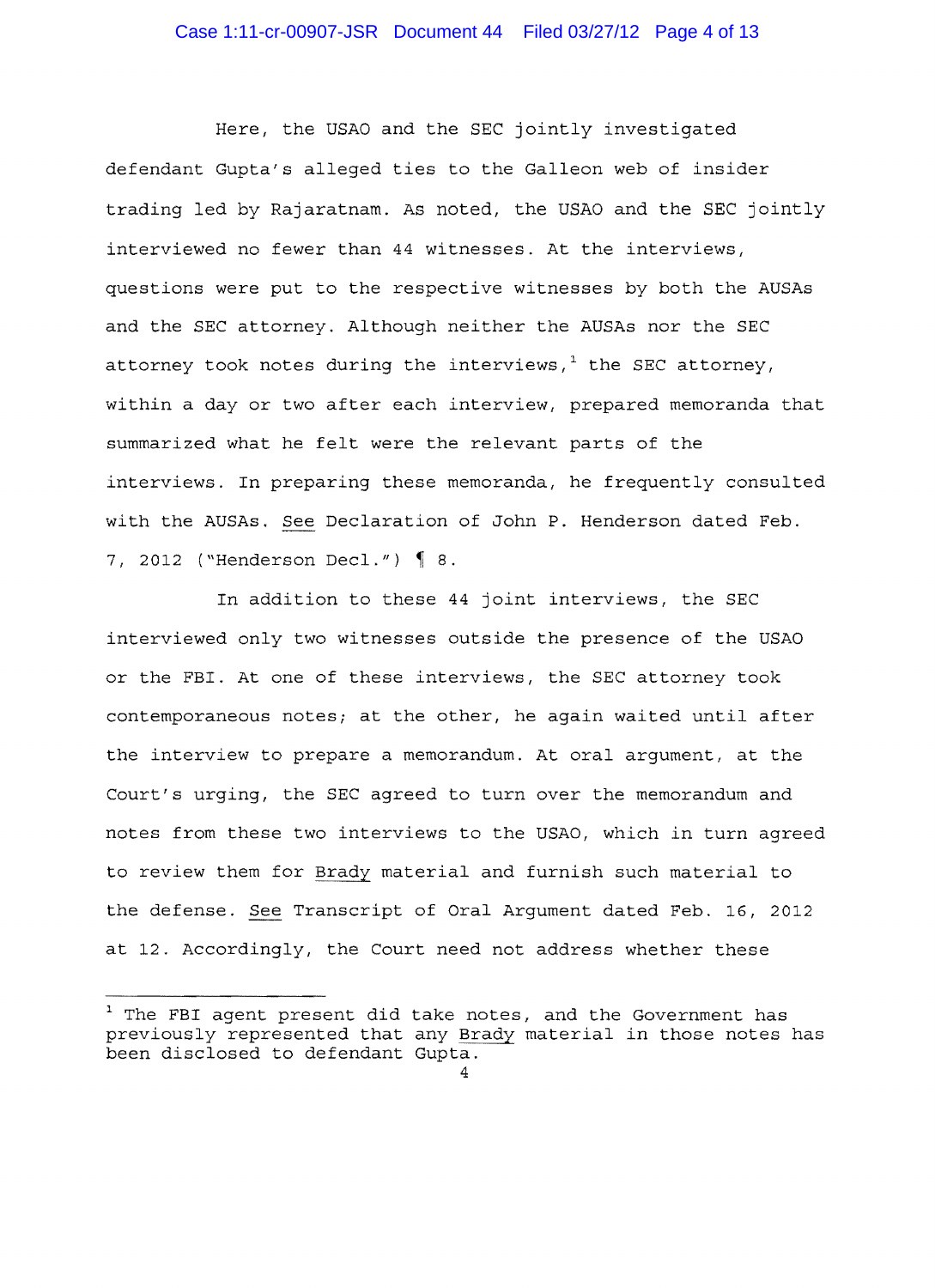Here, the USAO and the SEC jointly investigated defendant Gupta's alleged ties to the Galleon web of insider trading led by Rajaratnam. As noted, the USAO and the SEC jointly interviewed no fewer than 44 witnesses. At the interviews, questions were put to the respective witnesses by both the AUSAs and the SEC attorney. Although neither the AUSAs nor the SEC attorney took notes during the interviews,[1] the SEC attorney, within a day or two after each interview, prepared memoranda that summarized what he felt were the relevant parts of the interviews. In preparing these memoranda, he frequently consulted with the AUSAs. See Declaration of John P. Henderson dated Feb. 7, 2012 ("Henderson Decl.") ¶ 8.

In addition to these 44 joint interviews, the SEC interviewed only two witnesses outside the presence of the USAO or the FBI. At one of these interviews, the SEC attorney took contemporaneous notes; at the other, he again waited until after the interview to prepare a memorandum. At oral argument, at the Court's urging, the SEC agreed to turn over the memorandum and notes from these two interviews to the USAO, which in turn agreed to review them for Brady material and furnish such material to the defense. See Transcript of Oral Argument dated Feb. 16, 2012 at 12. Accordingly, the Court need not address whether these

---

[1] The FBI agent present did take notes, and the Government has previously represented that any Brady material in those notes has been disclosed to defendant Gupta.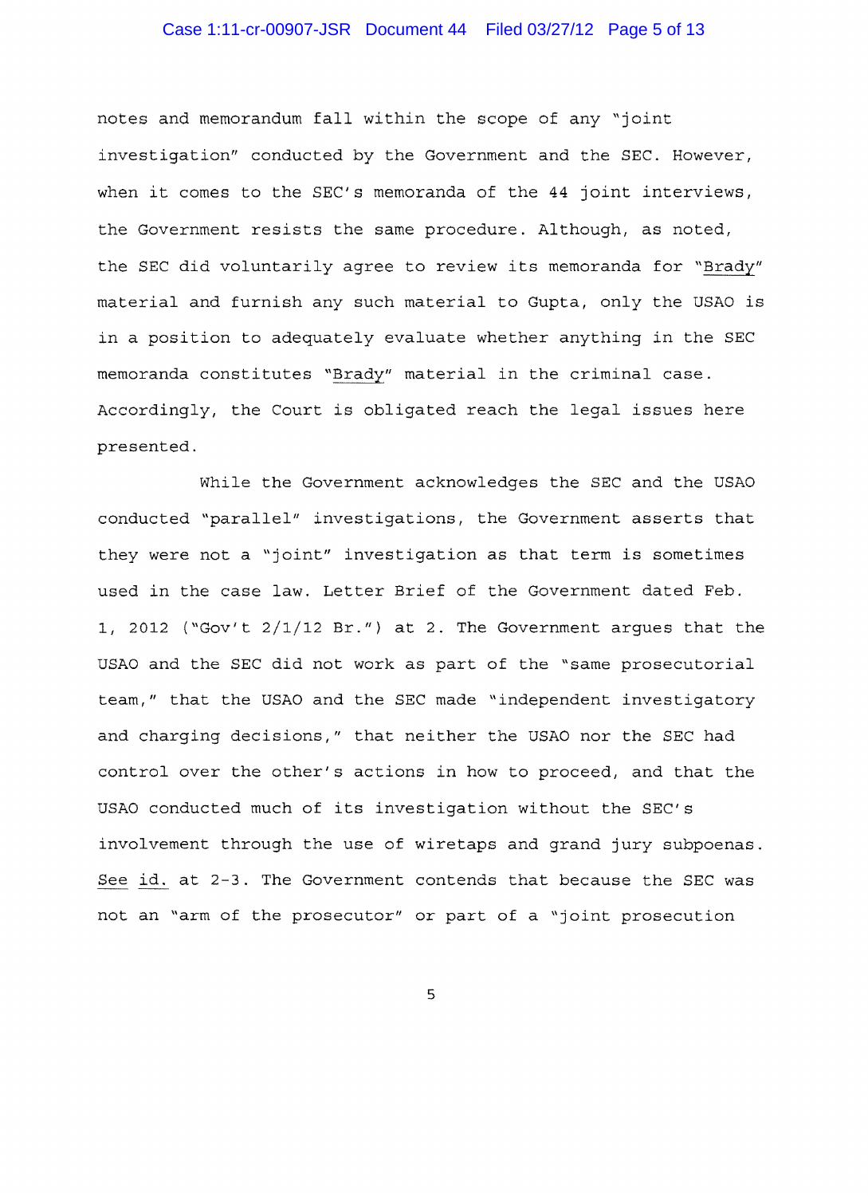notes and memorandum fall within the scope of any "joint investigation" conducted by the Government and the SEC. However, when it comes to the SEC's memoranda of the 44 joint interviews, the Government resists the same procedure. Although, as noted, the SEC did voluntarily agree to review its memoranda for "Brady" material and furnish any such material to Gupta, only the USAO is in a position to adequately evaluate whether anything in the SEC memoranda constitutes "Brady" material in the criminal case. Accordingly, the Court is obligated reach the legal issues here presented.

While the Government acknowledges the SEC and the USAO conducted "parallel" investigations, the Government asserts that they were not a "joint" investigation as that term is sometimes used in the case law. Letter Brief of the Government dated Feb. 1, 2012 ("Gov't 2/1/12 Br.") at 2. The Government argues that the USAO and the SEC did not work as part of the "same prosecutorial team," that the USAO and the SEC made "independent investigatory and charging decisions," that neither the USAO nor the SEC had control over the other's actions in how to proceed, and that the USAO conducted much of its investigation without the SEC's involvement through the use of wiretaps and grand jury subpoenas. See id. at 2-3. The Government contends that because the SEC was not an "arm of the prosecutor" or part of a "joint prosecution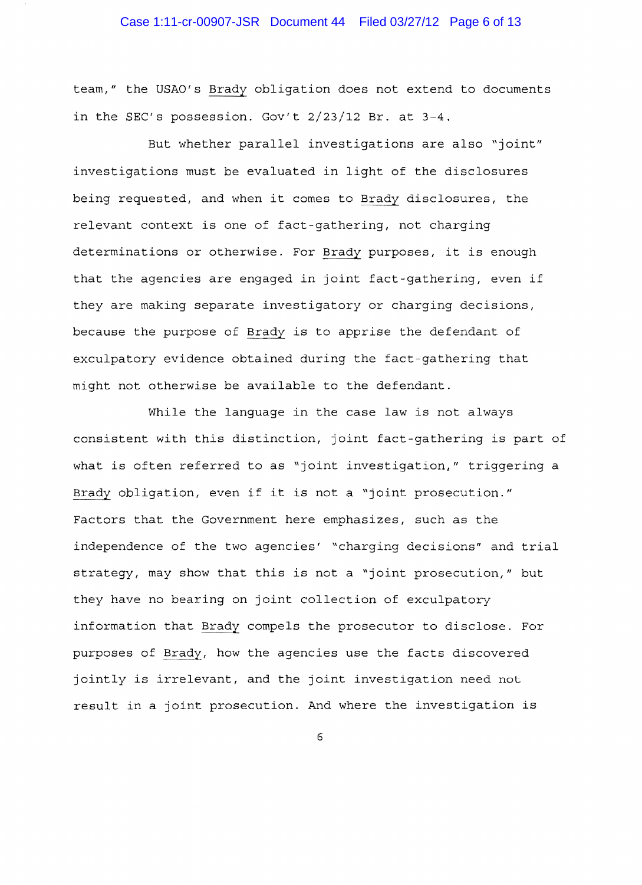team," the USAO's *Brady* obligation does not extend to documents in the SEC's possession. Gov't 2/23/12 Br. at 3-4.

But whether parallel investigations are also "joint" investigations must be evaluated in light of the disclosures being requested, and when it comes to *Brady* disclosures, the relevant context is one of fact-gathering, not charging determinations or otherwise. For *Brady* purposes, it is enough that the agencies are engaged in joint fact-gathering, even if they are making separate investigatory or charging decisions, because the purpose of *Brady* is to apprise the defendant of exculpatory evidence obtained during the fact-gathering that might not otherwise be available to the defendant.

While the language in the case law is not always consistent with this distinction, joint fact-gathering is part of what is often referred to as "joint investigation," triggering a *Brady* obligation, even if it is not a "joint prosecution." Factors that the Government here emphasizes, such as the independence of the two agencies' "charging decisions" and trial strategy, may show that this is not a "joint prosecution," but they have no bearing on joint collection of exculpatory information that *Brady* compels the prosecutor to disclose. For purposes of *Brady*, how the agencies use the facts discovered jointly is irrelevant, and the joint investigation need not result in a joint prosecution. And where the investigation is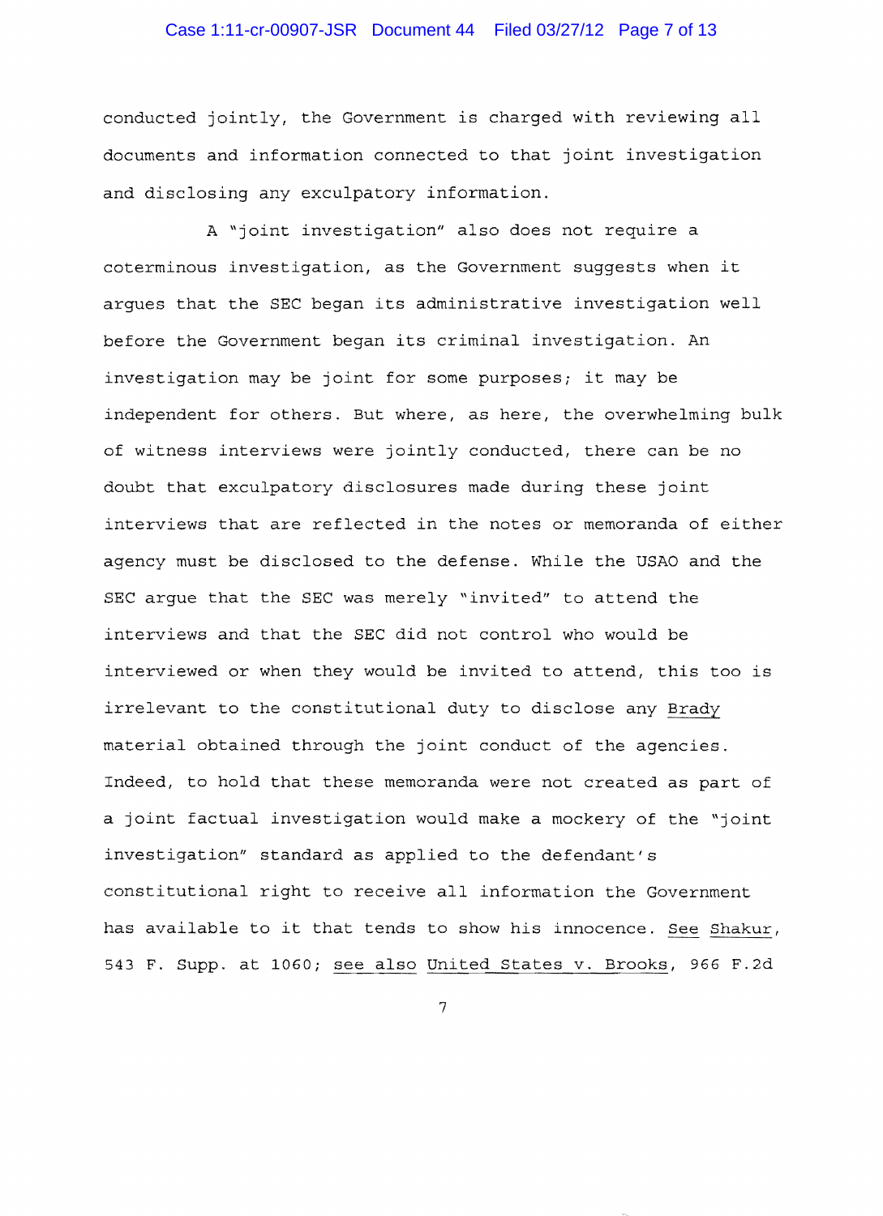conducted jointly, the Government is charged with reviewing all documents and information connected to that joint investigation and disclosing any exculpatory information.

A "joint investigation" also does not require a coterminous investigation, as the Government suggests when it argues that the SEC began its administrative investigation well before the Government began its criminal investigation. An investigation may be joint for some purposes; it may be independent for others. But where, as here, the overwhelming bulk of witness interviews were jointly conducted, there can be no doubt that exculpatory disclosures made during these joint interviews that are reflected in the notes or memoranda of either agency must be disclosed to the defense. While the USAO and the SEC argue that the SEC was merely "invited" to attend the interviews and that the SEC did not control who would be interviewed or when they would be invited to attend, this too is irrelevant to the constitutional duty to disclose any Brady material obtained through the joint conduct of the agencies. Indeed, to hold that these memoranda were not created as part of a joint factual investigation would make a mockery of the "joint investigation" standard as applied to the defendant's constitutional right to receive all information the Government has available to it that tends to show his innocence. See Shakur, 543 F. Supp. at 1060; see also United States v. Brooks, 966 F.2d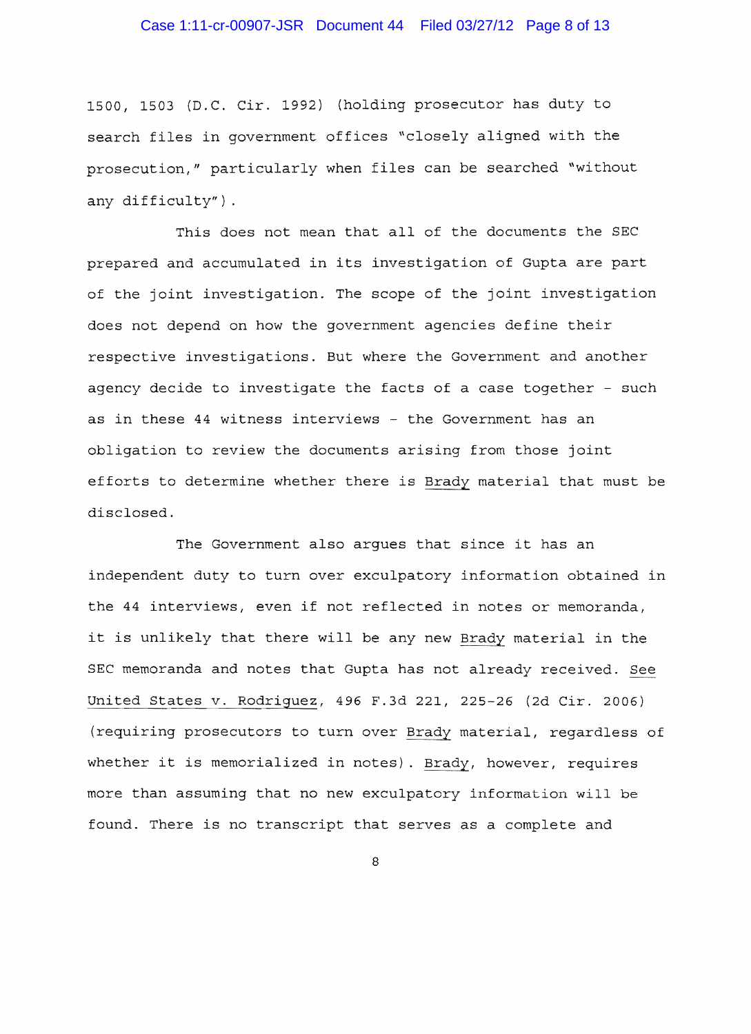1500, 1503 (D.C. Cir. 1992) (holding prosecutor has duty to search files in government offices "closely aligned with the prosecution," particularly when files can be searched "without any difficulty").

This does not mean that all of the documents the SEC prepared and accumulated in its investigation of Gupta are part of the joint investigation. The scope of the joint investigation does not depend on how the government agencies define their respective investigations. But where the Government and another agency decide to investigate the facts of a case together - such as in these 44 witness interviews - the Government has an obligation to review the documents arising from those joint efforts to determine whether there is Brady material that must be disclosed.

The Government also argues that since it has an independent duty to turn over exculpatory information obtained in the 44 interviews, even if not reflected in notes or memoranda, it is unlikely that there will be any new Brady material in the SEC memoranda and notes that Gupta has not already received. See United States v. Rodriguez, 496 F.3d 221, 225-26 (2d Cir. 2006) (requiring prosecutors to turn over Brady material, regardless of whether it is memorialized in notes). Brady, however, requires more than assuming that no new exculpatory information will be found. There is no transcript that serves as a complete and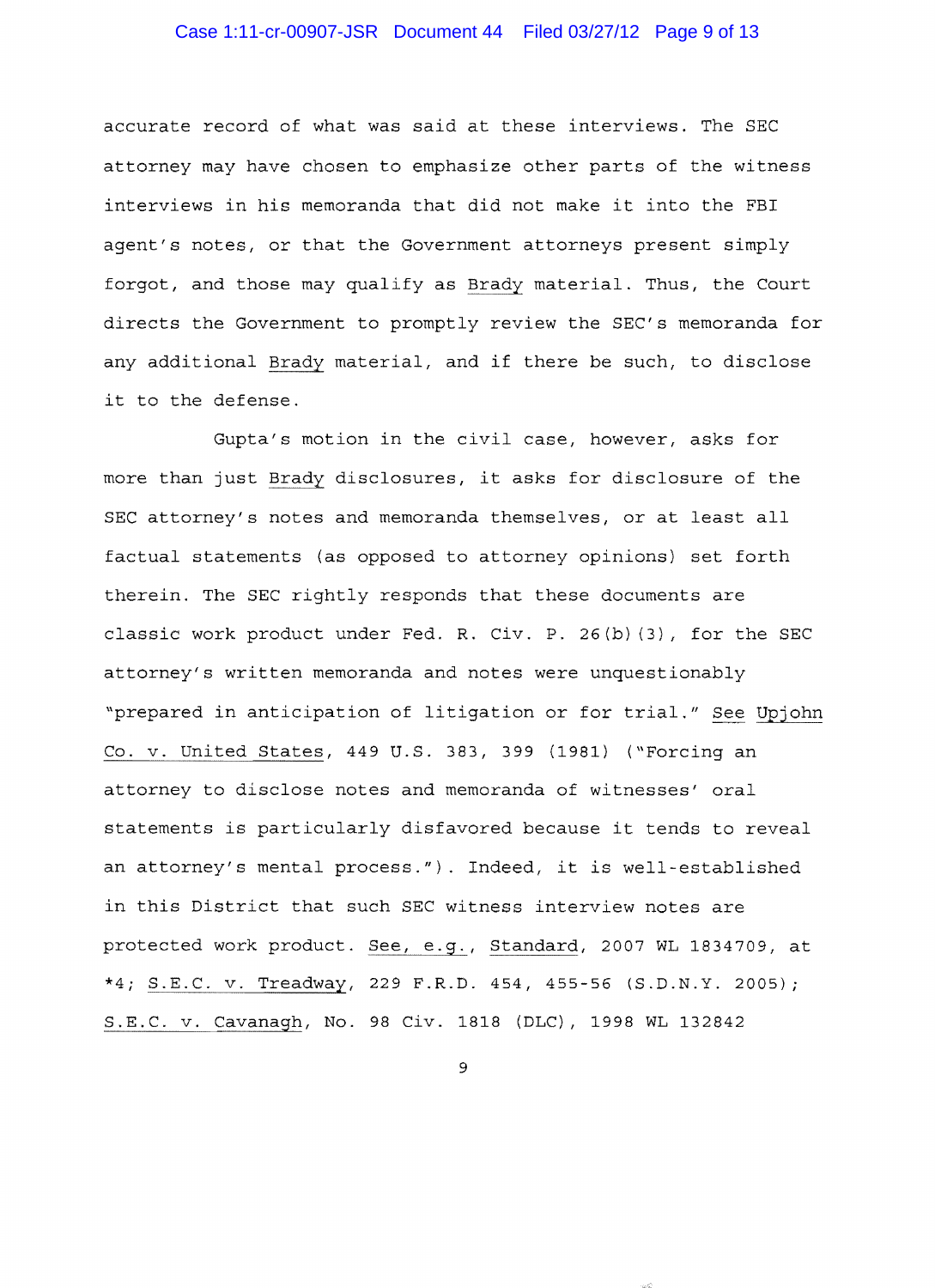accurate record of what was said at these interviews. The SEC attorney may have chosen to emphasize other parts of the witness interviews in his memoranda that did not make it into the FBI agent's notes, or that the Government attorneys present simply forgot, and those may qualify as Brady material. Thus, the Court directs the Government to promptly review the SEC's memoranda for any additional Brady material, and if there be such, to disclose it to the defense.

Gupta's motion in the civil case, however, asks for more than just Brady disclosures, it asks for disclosure of the SEC attorney's notes and memoranda themselves, or at least all factual statements (as opposed to attorney opinions) set forth therein. The SEC rightly responds that these documents are classic work product under Fed. R. Civ. P. 26(b)(3), for the SEC attorney's written memoranda and notes were unquestionably "prepared in anticipation of litigation or for trial." See Upjohn Co. v. United States, 449 U.S. 383, 399 (1981) ("Forcing an attorney to disclose notes and memoranda of witnesses' oral statements is particularly disfavored because it tends to reveal an attorney's mental process."). Indeed, it is well-established in this District that such SEC witness interview notes are protected work product. See, e.g., Standard, 2007 WL 1834709, at *4; S.E.C. v. Treadway, 229 F.R.D. 454, 455-56 (S.D.N.Y. 2005); S.E.C. v. Cavanagh, No. 98 Civ. 1818 (DLC), 1998 WL 132842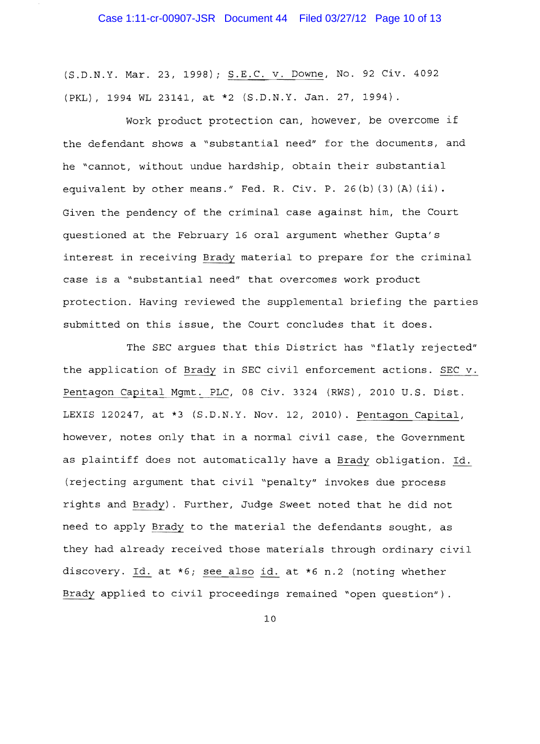(S.D.N.Y. Mar. 23, 1998); S.E.C. v. Downe, No. 92 Civ. 4092 (PKL), 1994 WL 23141, at *2 (S.D.N.Y. Jan. 27, 1994).

Work product protection can, however, be overcome if the defendant shows a "substantial need" for the documents, and he "cannot, without undue hardship, obtain their substantial equivalent by other means." Fed. R. Civ. P. 26(b)(3)(A)(ii). Given the pendency of the criminal case against him, the Court questioned at the February 16 oral argument whether Gupta's interest in receiving Brady material to prepare for the criminal case is a "substantial need" that overcomes work product protection. Having reviewed the supplemental briefing the parties submitted on this issue, the Court concludes that it does.

The SEC argues that this District has "flatly rejected" the application of Brady in SEC civil enforcement actions. SEC v. Pentagon Capital Mgmt. PLC, 08 Civ. 3324 (RWS), 2010 U.S. Dist. LEXIS 120247, at *3 (S.D.N.Y. Nov. 12, 2010). Pentagon Capital, however, notes only that in a normal civil case, the Government as plaintiff does not automatically have a Brady obligation. Id. (rejecting argument that civil "penalty" invokes due process rights and Brady). Further, Judge Sweet noted that he did not need to apply Brady to the material the defendants sought, as they had already received those materials through ordinary civil discovery. Id. at *6; see also id. at *6 n.2 (noting whether Brady applied to civil proceedings remained "open question").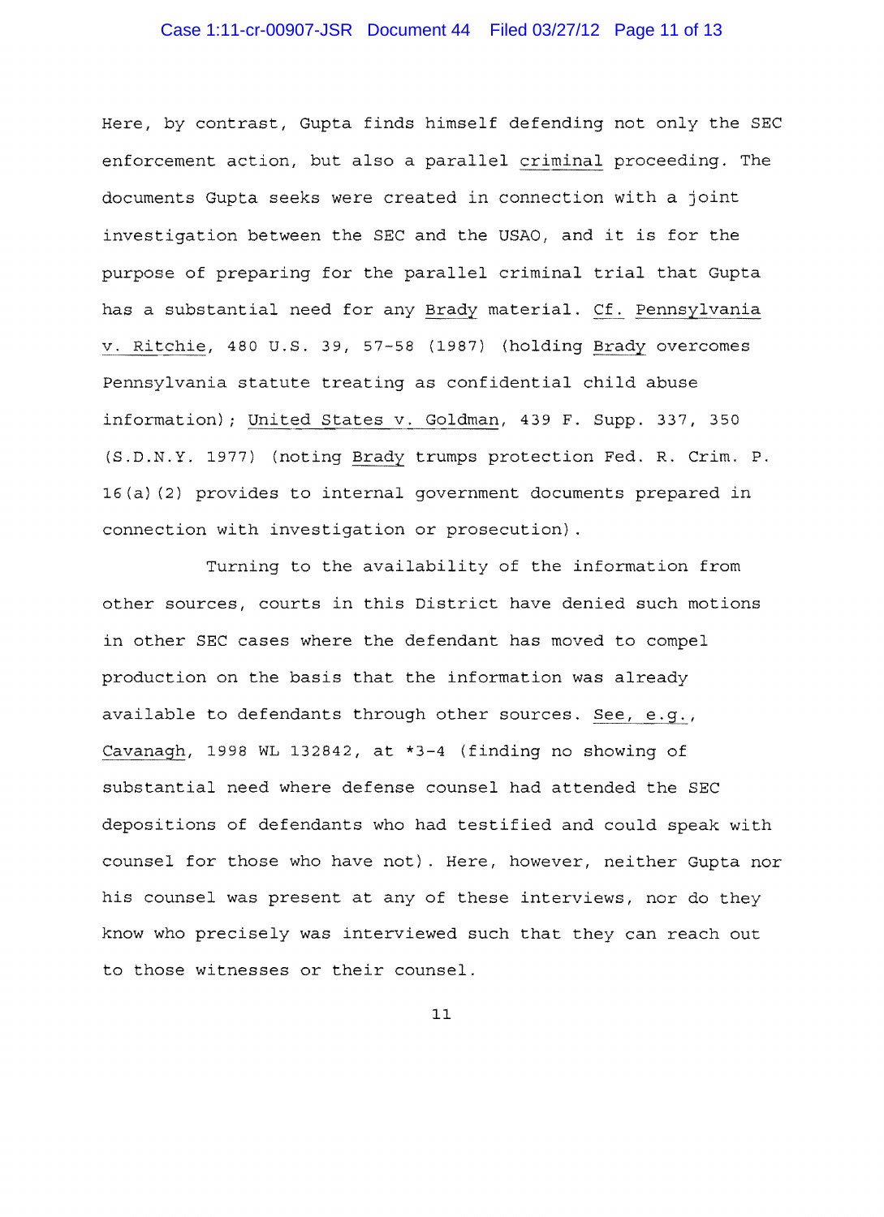Here, by contrast, Gupta finds himself defending not only the SEC enforcement action, but also a parallel _criminal_ proceeding. The documents Gupta seeks were created in connection with a joint investigation between the SEC and the USAO, and it is for the purpose of preparing for the parallel criminal trial that Gupta has a substantial need for any _Brady_ material. _Cf. Pennsylvania v. Ritchie_, 480 U.S. 39, 57-58 (1987) (holding _Brady_ overcomes Pennsylvania statute treating as confidential child abuse information); _United States v. Goldman_, 439 F. Supp. 337, 350 (S.D.N.Y. 1977) (noting _Brady_ trumps protection Fed. R. Crim. P. 16(a)(2) provides to internal government documents prepared in connection with investigation or prosecution).

Turning to the availability of the information from other sources, courts in this District have denied such motions in other SEC cases where the defendant has moved to compel production on the basis that the information was already available to defendants through other sources. _See, e.g._, _Cavanagh_, 1998 WL 132842, at *3-4 (finding no showing of substantial need where defense counsel had attended the SEC depositions of defendants who had testified and could speak with counsel for those who have not). Here, however, neither Gupta nor his counsel was present at any of these interviews, nor do they know who precisely was interviewed such that they can reach out to those witnesses or their counsel.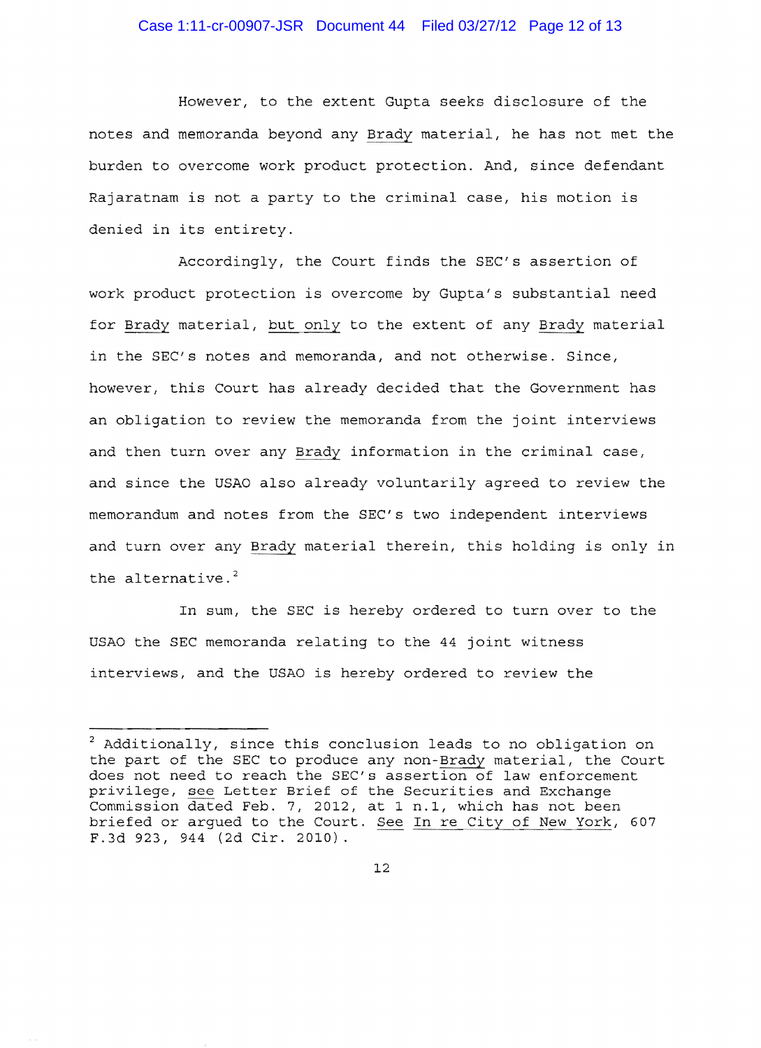However, to the extent Gupta seeks disclosure of the notes and memoranda beyond any _Brady_ material, he has not met the burden to overcome work product protection. And, since defendant Rajaratnam is not a party to the criminal case, his motion is denied in its entirety.

Accordingly, the Court finds the SEC's assertion of work product protection is overcome by Gupta's substantial need for _Brady_ material, _but only_ to the extent of any _Brady_ material in the SEC's notes and memoranda, and not otherwise. Since, however, this Court has already decided that the Government has an obligation to review the memoranda from the joint interviews and then turn over any _Brady_ information in the criminal case, and since the USAO also already voluntarily agreed to review the memorandum and notes from the SEC's two independent interviews and turn over any _Brady_ material therein, this holding is only in the alternative.[2]

In sum, the SEC is hereby ordered to turn over to the USAO the SEC memoranda relating to the 44 joint witness interviews, and the USAO is hereby ordered to review the

---

[2] Additionally, since this conclusion leads to no obligation on the part of the SEC to produce any non-_Brady_ material, the Court does not need to reach the SEC's assertion of law enforcement privilege, _see_ Letter Brief of the Securities and Exchange Commission dated Feb. 7, 2012, at 1 n.1, which has not been briefed or argued to the Court. _See_ _In re City of New York_, 607 F.3d 923, 944 (2d Cir. 2010).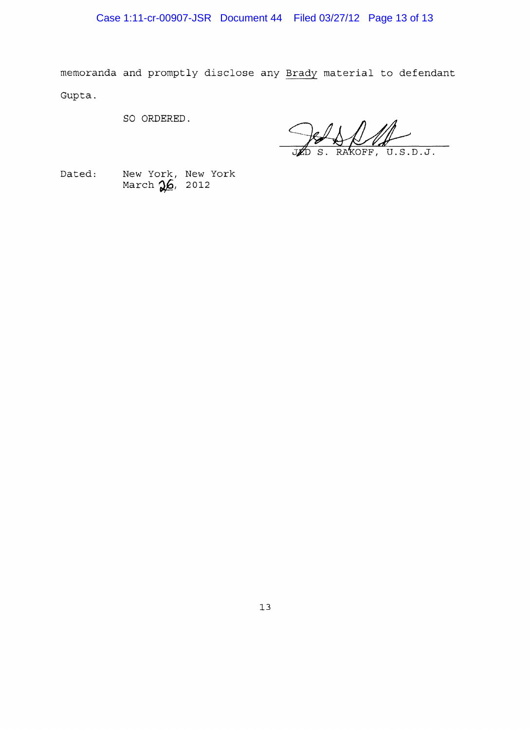memoranda and promptly disclose any _Brady_ material to defendant Gupta.

SO ORDERED.

JED S. RAKOFF, U.S.D.J.

Dated: New York, New York
March 26, 2012